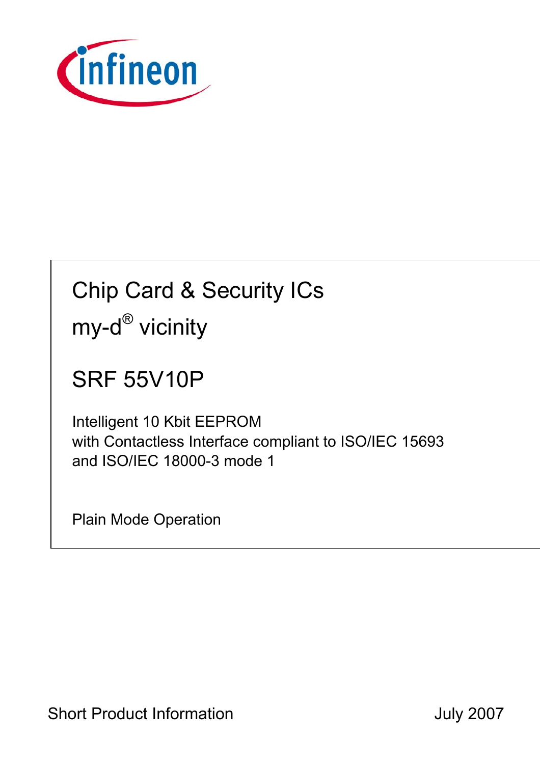# Chip Card & Security ICs

# my-d® vicinity

## SRF 55V10P

Intelligent 10 Kbit EEPROM
with Contactless Interface compliant to ISO/IEC 15693
and ISO/IEC 18000-3 mode 1

Plain Mode Operation

Short Product Information

July 2007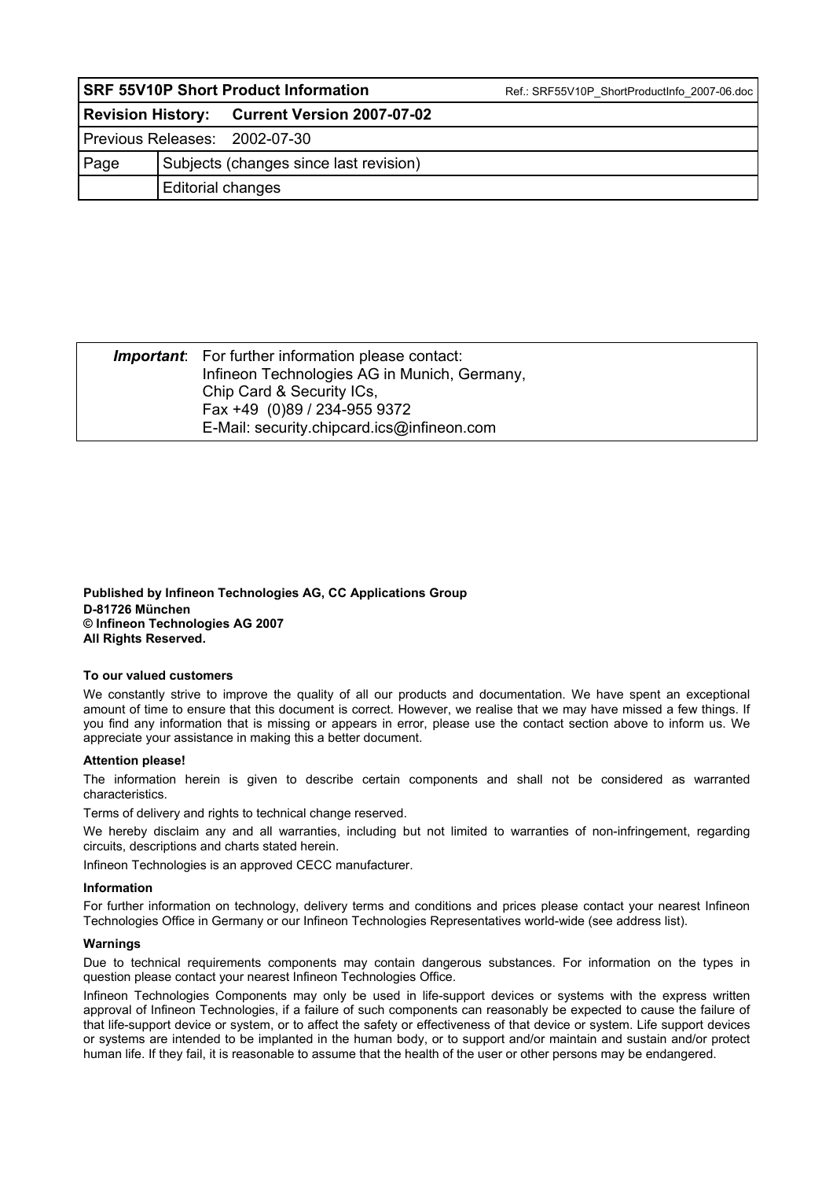| SRF 55V10P Short Product Information | | Ref.: SRF55V10P_ShortProductInfo_2007-06.doc |
|---|---|---|
| **Revision History:** | **Current Version 2007-07-02** | |
| Previous Releases: | 2002-07-30 | |
| Page | Subjects (changes since last revision) | |
| | Editorial changes | |

| | |
|---|---|
| ***Important***: | For further information please contact:<br>Infineon Technologies AG in Munich, Germany,<br>Chip Card & Security ICs,<br>Fax +49 (0)89 / 234-955 9372<br>E-Mail: security.chipcard.ics@infineon.com |

**Published by Infineon Technologies AG, CC Applications Group**
**D-81726 München**
**© Infineon Technologies AG 2007**
**All Rights Reserved.**

**To our valued customers**

We constantly strive to improve the quality of all our products and documentation. We have spent an exceptional amount of time to ensure that this document is correct. However, we realise that we may have missed a few things. If you find any information that is missing or appears in error, please use the contact section above to inform us. We appreciate your assistance in making this a better document.

**Attention please!**

The information herein is given to describe certain components and shall not be considered as warranted characteristics.

Terms of delivery and rights to technical change reserved.

We hereby disclaim any and all warranties, including but not limited to warranties of non-infringement, regarding circuits, descriptions and charts stated herein.

Infineon Technologies is an approved CECC manufacturer.

**Information**

For further information on technology, delivery terms and conditions and prices please contact your nearest Infineon Technologies Office in Germany or our Infineon Technologies Representatives world-wide (see address list).

**Warnings**

Due to technical requirements components may contain dangerous substances. For information on the types in question please contact your nearest Infineon Technologies Office.

Infineon Technologies Components may only be used in life-support devices or systems with the express written approval of Infineon Technologies, if a failure of such components can reasonably be expected to cause the failure of that life-support device or system, or to affect the safety or effectiveness of that device or system. Life support devices or systems are intended to be implanted in the human body, or to support and/or maintain and sustain and/or protect human life. If they fail, it is reasonable to assume that the health of the user or other persons may be endangered.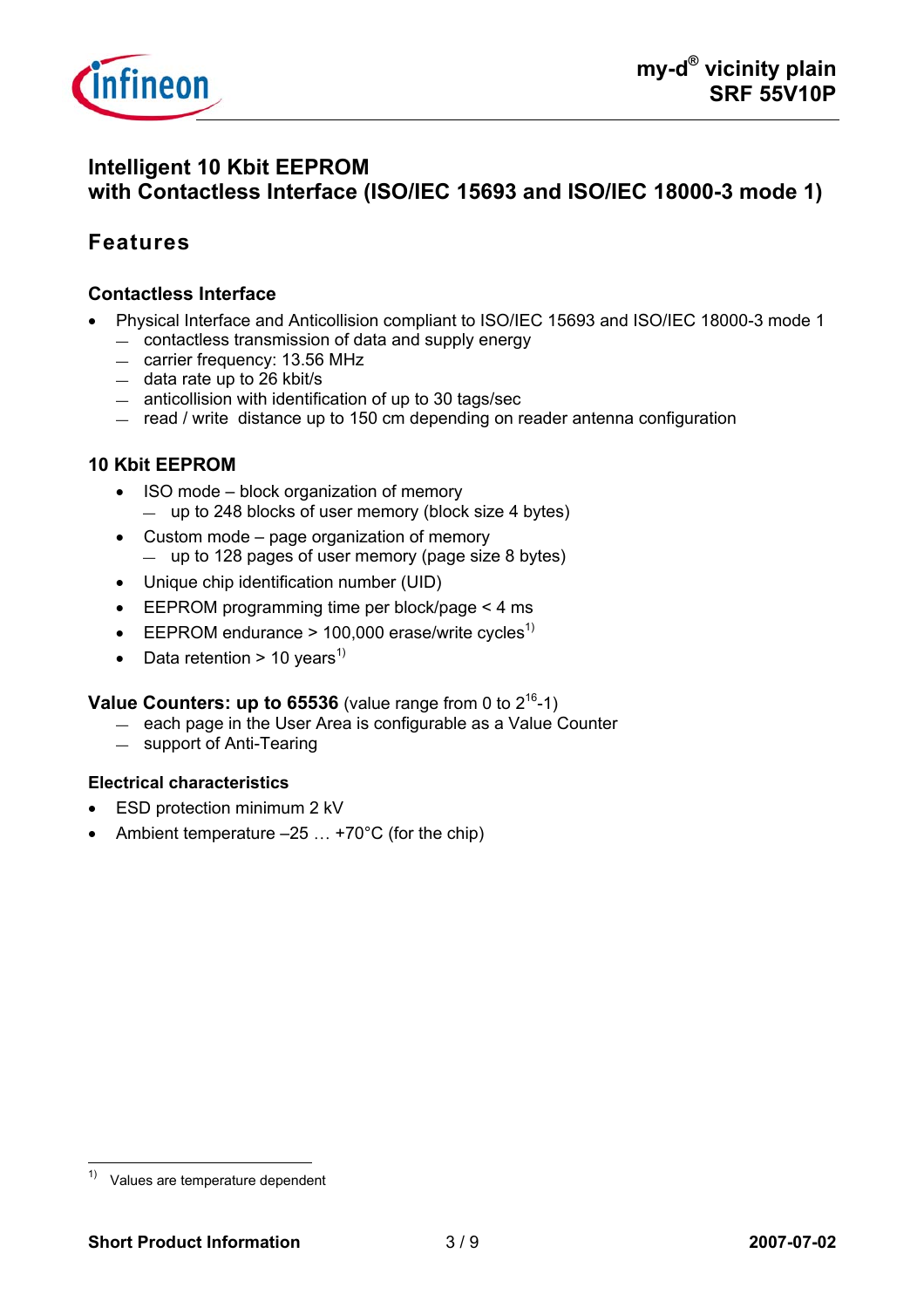# Intelligent 10 Kbit EEPROM with Contactless Interface (ISO/IEC 15693 and ISO/IEC 18000-3 mode 1)

## Features

### Contactless Interface

- Physical Interface and Anticollision compliant to ISO/IEC 15693 and ISO/IEC 18000-3 mode 1
  - contactless transmission of data and supply energy
  - carrier frequency: 13.56 MHz
  - data rate up to 26 kbit/s
  - anticollision with identification of up to 30 tags/sec
  - read / write distance up to 150 cm depending on reader antenna configuration

### 10 Kbit EEPROM

- ISO mode – block organization of memory
  - up to 248 blocks of user memory (block size 4 bytes)
- Custom mode – page organization of memory
  - up to 128 pages of user memory (page size 8 bytes)
- Unique chip identification number (UID)
- EEPROM programming time per block/page < 4 ms
- EEPROM endurance > 100,000 erase/write cycles[1)]
- Data retention > 10 years[1)]

**Value Counters: up to 65536** (value range from 0 to $2^{16}$-1)
- each page in the User Area is configurable as a Value Counter
- support of Anti-Tearing

### Electrical characteristics

- ESD protection minimum 2 kV
- Ambient temperature –25 … +70°C (for the chip)

[1)] Values are temperature dependent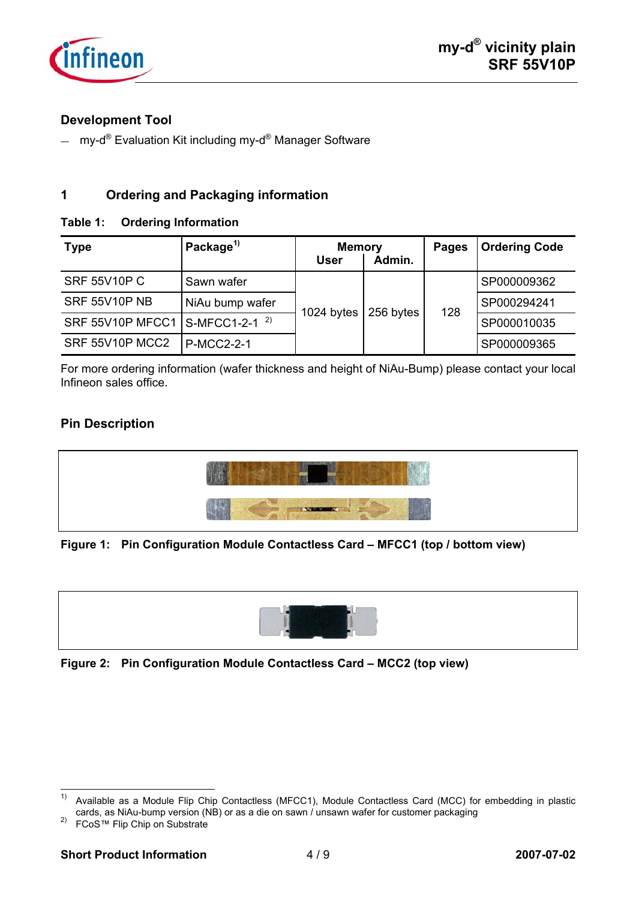### Development Tool

— my-d® Evaluation Kit including my-d® Manager Software

## 1 Ordering and Packaging information

**Table 1: Ordering Information**

| Type | Package[1] | Memory User | Memory Admin. | Pages | Ordering Code |
|---|---|---|---|---|---|
| SRF 55V10P C | Sawn wafer | 1024 bytes | 256 bytes | 128 | SP000009362 |
| SRF 55V10P NB | NiAu bump wafer | 1024 bytes | 256 bytes | 128 | SP000294241 |
| SRF 55V10P MFCC1 | S-MFCC1-2-1 [2] | 1024 bytes | 256 bytes | 128 | SP000010035 |
| SRF 55V10P MCC2 | P-MCC2-2-1 | 1024 bytes | 256 bytes | 128 | SP000009365 |

For more ordering information (wafer thickness and height of NiAu-Bump) please contact your local Infineon sales office.

### Pin Description

**Figure 1: Pin Configuration Module Contactless Card – MFCC1 (top / bottom view)**

**Figure 2: Pin Configuration Module Contactless Card – MCC2 (top view)**

---

1) Available as a Module Flip Chip Contactless (MFCC1), Module Contactless Card (MCC) for embedding in plastic cards, as NiAu-bump version (NB) or as a die on sawn / unsawn wafer for customer packaging

2) FCoS™ Flip Chip on Substrate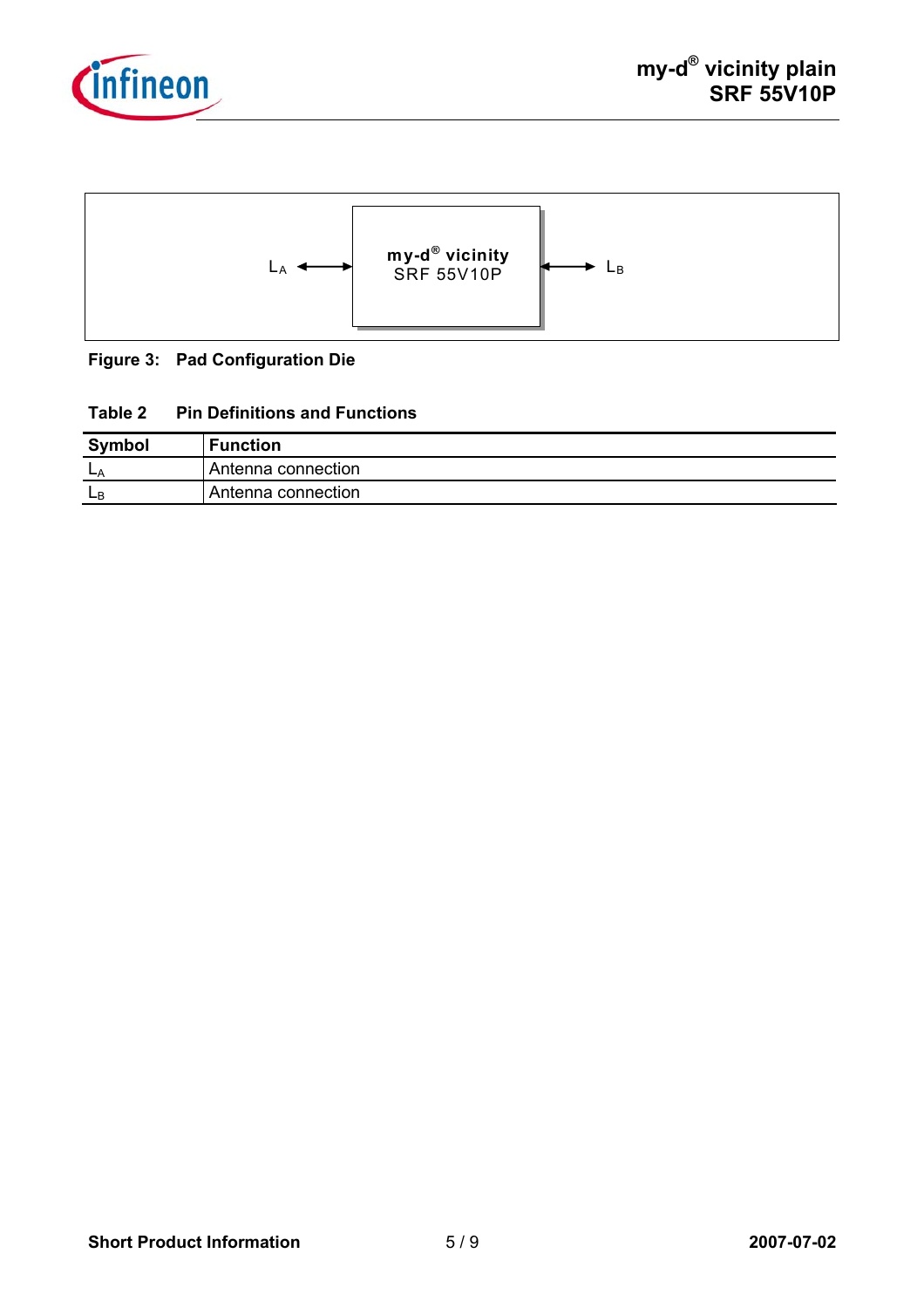$L_A$ ← my-d® vicinity SRF 55V10P → $L_B$

**Figure 3: Pad Configuration Die**

**Table 2 Pin Definitions and Functions**

| Symbol | Function |
|---|---|
| $L_A$ | Antenna connection |
| $L_B$ | Antenna connection |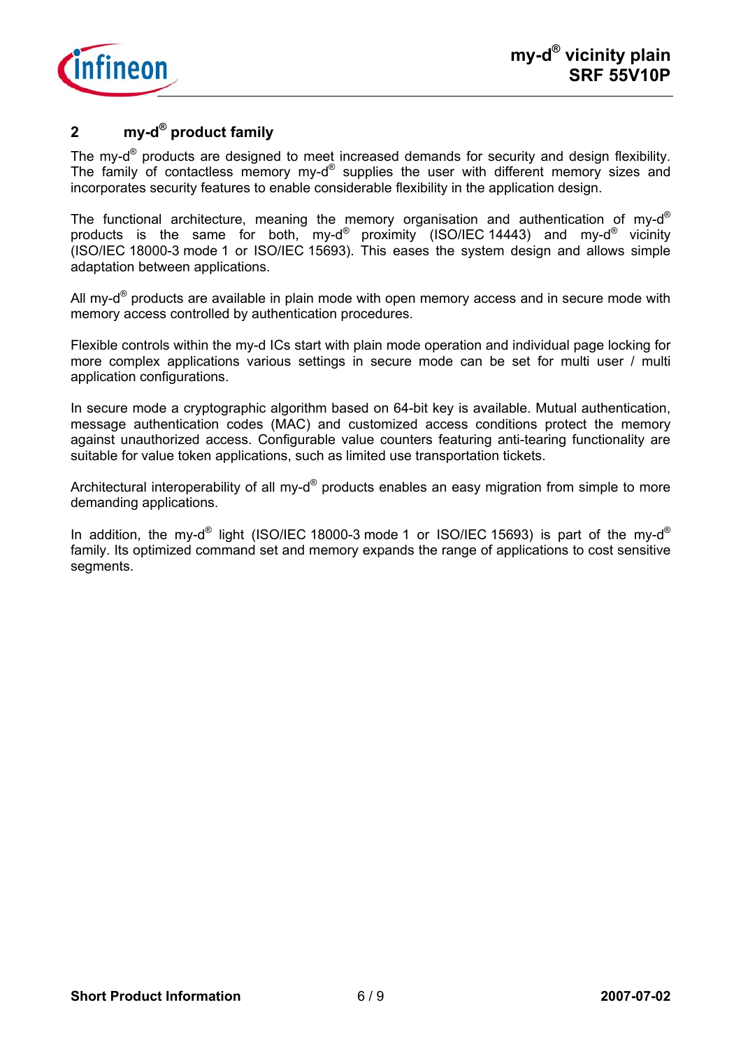## 2 my-d® product family

The my-d® products are designed to meet increased demands for security and design flexibility. The family of contactless memory my-d® supplies the user with different memory sizes and incorporates security features to enable considerable flexibility in the application design.

The functional architecture, meaning the memory organisation and authentication of my-d® products is the same for both, my-d® proximity (ISO/IEC 14443) and my-d® vicinity (ISO/IEC 18000-3 mode 1 or ISO/IEC 15693). This eases the system design and allows simple adaptation between applications.

All my-d® products are available in plain mode with open memory access and in secure mode with memory access controlled by authentication procedures.

Flexible controls within the my-d ICs start with plain mode operation and individual page locking for more complex applications various settings in secure mode can be set for multi user / multi application configurations.

In secure mode a cryptographic algorithm based on 64-bit key is available. Mutual authentication, message authentication codes (MAC) and customized access conditions protect the memory against unauthorized access. Configurable value counters featuring anti-tearing functionality are suitable for value token applications, such as limited use transportation tickets.

Architectural interoperability of all my-d® products enables an easy migration from simple to more demanding applications.

In addition, the my-d® light (ISO/IEC 18000-3 mode 1 or ISO/IEC 15693) is part of the my-d® family. Its optimized command set and memory expands the range of applications to cost sensitive segments.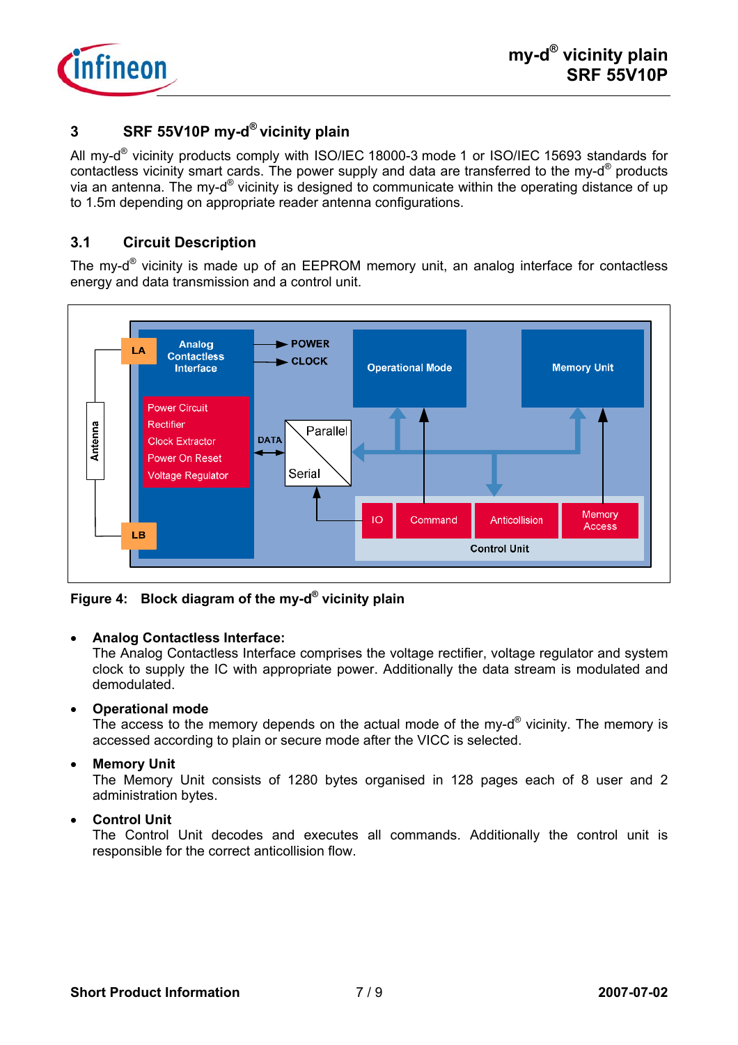# 3 SRF 55V10P my-d® vicinity plain

All my-d® vicinity products comply with ISO/IEC 18000-3 mode 1 or ISO/IEC 15693 standards for contactless vicinity smart cards. The power supply and data are transferred to the my-d® products via an antenna. The my-d® vicinity is designed to communicate within the operating distance of up to 1.5m depending on appropriate reader antenna configurations.

## 3.1 Circuit Description

The my-d® vicinity is made up of an EEPROM memory unit, an analog interface for contactless energy and data transmission and a control unit.

**Figure 4: Block diagram of the my-d® vicinity plain**

- **Analog Contactless Interface:**
  The Analog Contactless Interface comprises the voltage rectifier, voltage regulator and system clock to supply the IC with appropriate power. Additionally the data stream is modulated and demodulated.
- **Operational mode**
  The access to the memory depends on the actual mode of the my-d® vicinity. The memory is accessed according to plain or secure mode after the VICC is selected.
- **Memory Unit**
  The Memory Unit consists of 1280 bytes organised in 128 pages each of 8 user and 2 administration bytes.
- **Control Unit**
  The Control Unit decodes and executes all commands. Additionally the control unit is responsible for the correct anticollision flow.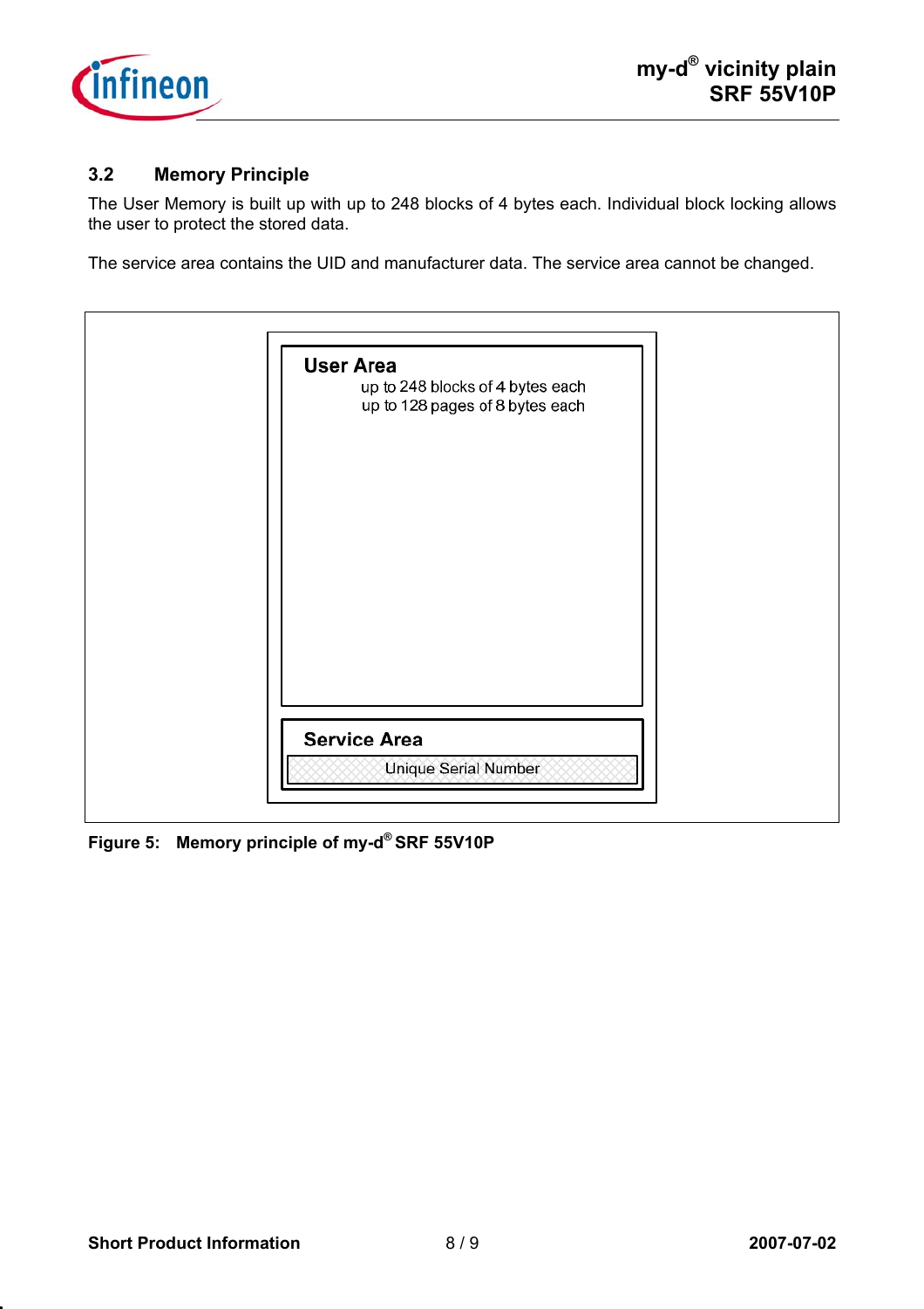## 3.2 Memory Principle

The User Memory is built up with up to 248 blocks of 4 bytes each. Individual block locking allows the user to protect the stored data.

The service area contains the UID and manufacturer data. The service area cannot be changed.

**User Area**

up to 248 blocks of 4 bytes each
up to 128 pages of 8 bytes each

**Service Area**

Unique Serial Number

**Figure 5: Memory principle of my-d® SRF 55V10P**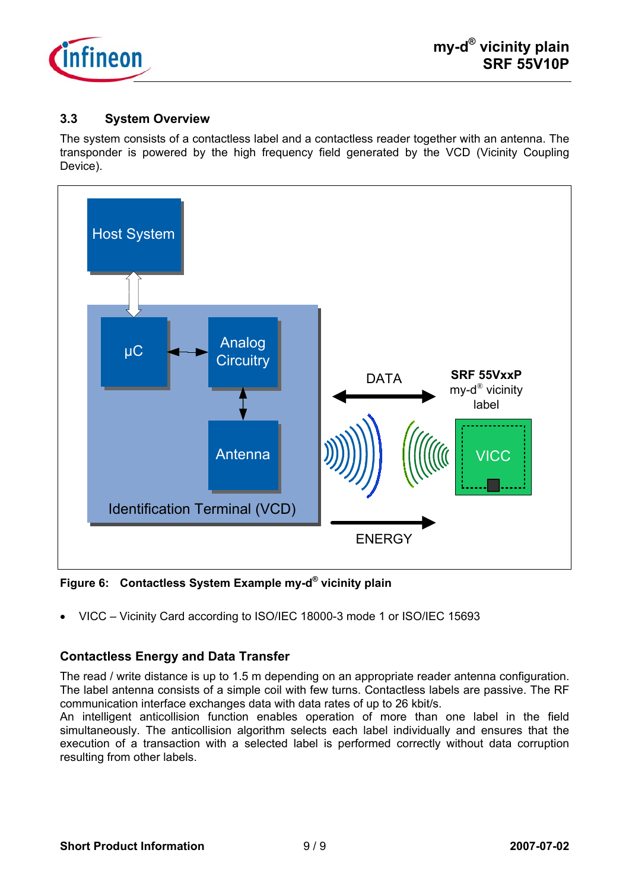### 3.3 System Overview

The system consists of a contactless label and a contactless reader together with an antenna. The transponder is powered by the high frequency field generated by the VCD (Vicinity Coupling Device).

Host System

µC

Analog Circuitry

Antenna

Identification Terminal (VCD)

DATA

ENERGY

**SRF 55VxxP**
my-d® vicinity
label

VICC

**Figure 6: Contactless System Example my-d® vicinity plain**

- VICC – Vicinity Card according to ISO/IEC 18000-3 mode 1 or ISO/IEC 15693

### Contactless Energy and Data Transfer

The read / write distance is up to 1.5 m depending on an appropriate reader antenna configuration. The label antenna consists of a simple coil with few turns. Contactless labels are passive. The RF communication interface exchanges data with data rates of up to 26 kbit/s.
An intelligent anticollision function enables operation of more than one label in the field simultaneously. The anticollision algorithm selects each label individually and ensures that the execution of a transaction with a selected label is performed correctly without data corruption resulting from other labels.